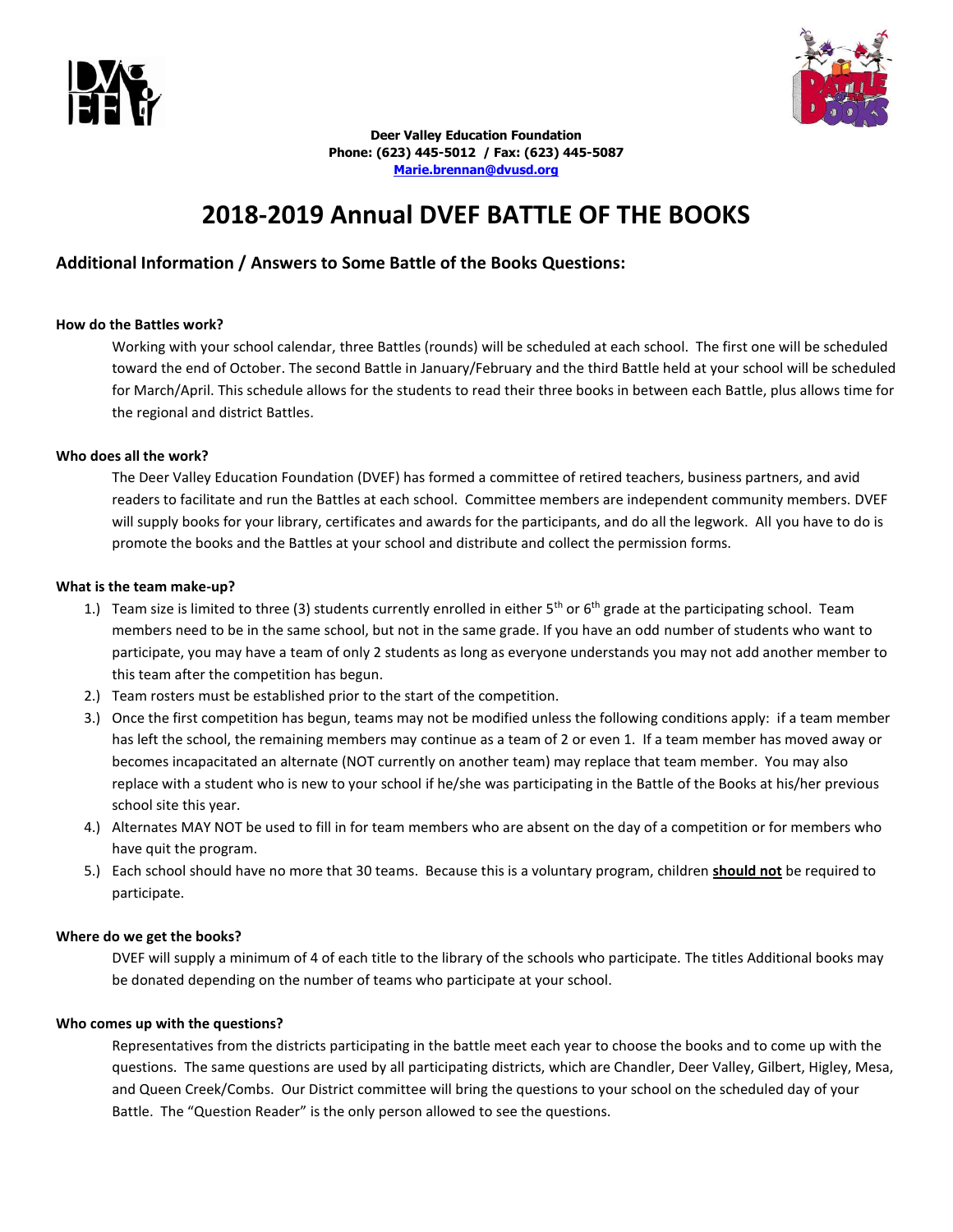**Deer Valley Education Foundation**
**Phone: (623) 445-5012 / Fax: (623) 445-5087**
**Marie.brennan@dvusd.org**

# 2018-2019 Annual DVEF BATTLE OF THE BOOKS

## Additional Information / Answers to Some Battle of the Books Questions:

**How do the Battles work?**

Working with your school calendar, three Battles (rounds) will be scheduled at each school. The first one will be scheduled toward the end of October. The second Battle in January/February and the third Battle held at your school will be scheduled for March/April. This schedule allows for the students to read their three books in between each Battle, plus allows time for the regional and district Battles.

**Who does all the work?**

The Deer Valley Education Foundation (DVEF) has formed a committee of retired teachers, business partners, and avid readers to facilitate and run the Battles at each school. Committee members are independent community members. DVEF will supply books for your library, certificates and awards for the participants, and do all the legwork. All you have to do is promote the books and the Battles at your school and distribute and collect the permission forms.

**What is the team make-up?**

1.) Team size is limited to three (3) students currently enrolled in either 5th or 6th grade at the participating school. Team members need to be in the same school, but not in the same grade. If you have an odd number of students who want to participate, you may have a team of only 2 students as long as everyone understands you may not add another member to this team after the competition has begun.
2.) Team rosters must be established prior to the start of the competition.
3.) Once the first competition has begun, teams may not be modified unless the following conditions apply: if a team member has left the school, the remaining members may continue as a team of 2 or even 1. If a team member has moved away or becomes incapacitated an alternate (NOT currently on another team) may replace that team member. You may also replace with a student who is new to your school if he/she was participating in the Battle of the Books at his/her previous school site this year.
4.) Alternates MAY NOT be used to fill in for team members who are absent on the day of a competition or for members who have quit the program.
5.) Each school should have no more that 30 teams. Because this is a voluntary program, children **should not** be required to participate.

**Where do we get the books?**

DVEF will supply a minimum of 4 of each title to the library of the schools who participate. The titles Additional books may be donated depending on the number of teams who participate at your school.

**Who comes up with the questions?**

Representatives from the districts participating in the battle meet each year to choose the books and to come up with the questions. The same questions are used by all participating districts, which are Chandler, Deer Valley, Gilbert, Higley, Mesa, and Queen Creek/Combs. Our District committee will bring the questions to your school on the scheduled day of your Battle. The "Question Reader" is the only person allowed to see the questions.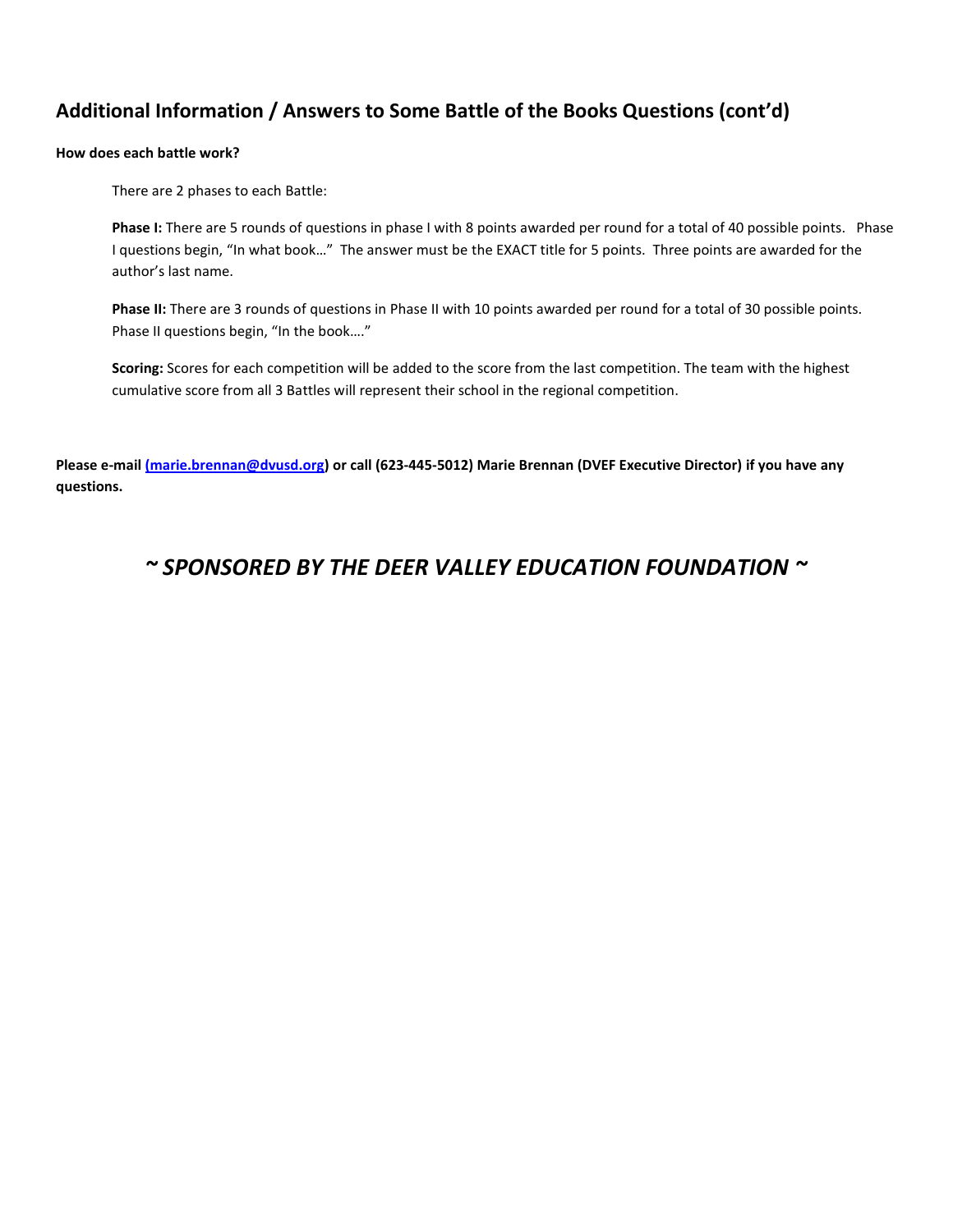## Additional Information / Answers to Some Battle of the Books Questions (cont'd)

**How does each battle work?**

There are 2 phases to each Battle:

**Phase I:** There are 5 rounds of questions in phase I with 8 points awarded per round for a total of 40 possible points. Phase I questions begin, "In what book…" The answer must be the EXACT title for 5 points. Three points are awarded for the author's last name.

**Phase II:** There are 3 rounds of questions in Phase II with 10 points awarded per round for a total of 30 possible points. Phase II questions begin, "In the book…."

**Scoring:** Scores for each competition will be added to the score from the last competition. The team with the highest cumulative score from all 3 Battles will represent their school in the regional competition.

**Please e-mail (marie.brennan@dvusd.org) or call (623-445-5012) Marie Brennan (DVEF Executive Director) if you have any questions.**

***~ SPONSORED BY THE DEER VALLEY EDUCATION FOUNDATION ~***